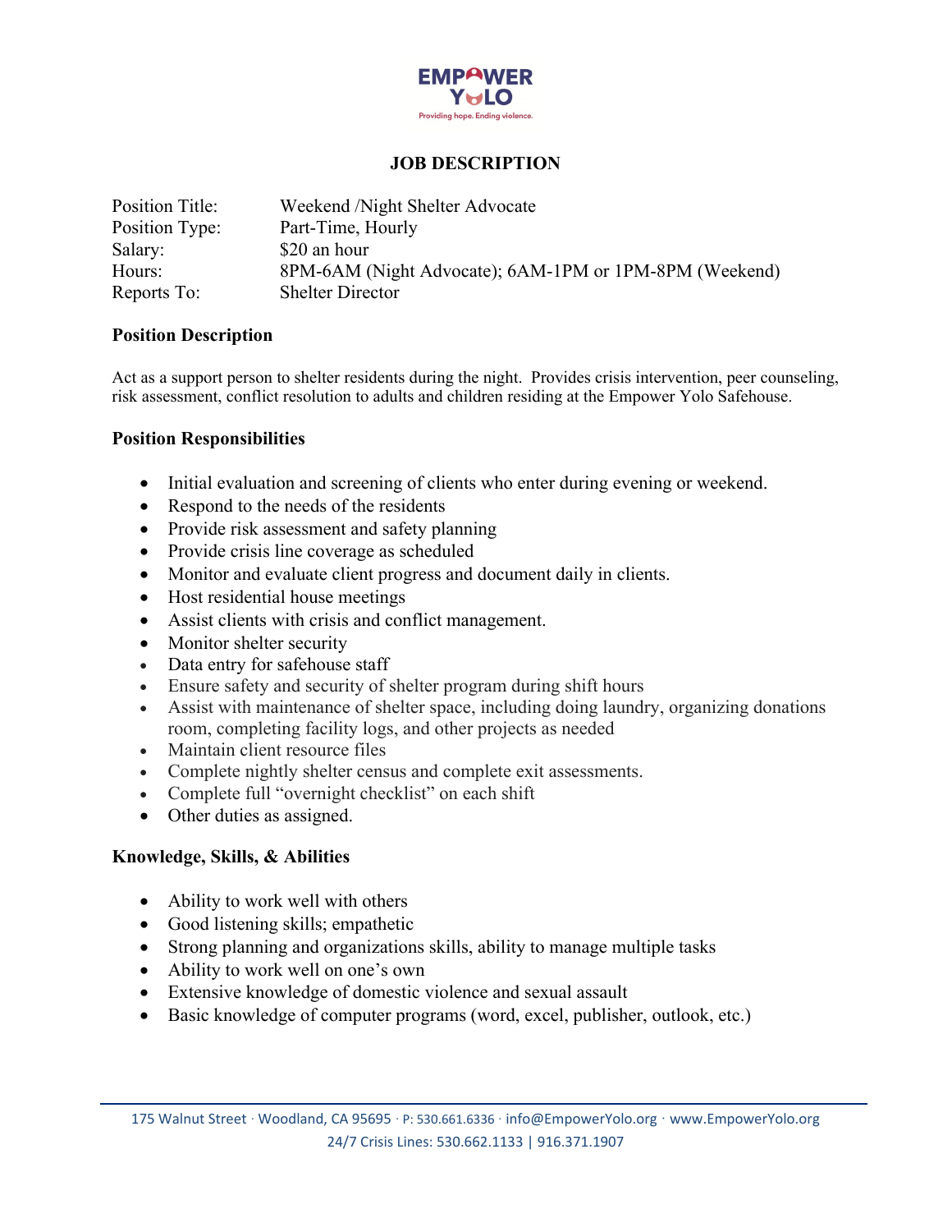EMPOWER YOLO

Providing hope. Ending violence.

# JOB DESCRIPTION

| | |
|---|---|
| Position Title: | Weekend /Night Shelter Advocate |
| Position Type: | Part-Time, Hourly |
| Salary: | $20 an hour |
| Hours: | 8PM-6AM (Night Advocate); 6AM-1PM or 1PM-8PM (Weekend) |
| Reports To: | Shelter Director |

## Position Description

Act as a support person to shelter residents during the night. Provides crisis intervention, peer counseling, risk assessment, conflict resolution to adults and children residing at the Empower Yolo Safehouse.

## Position Responsibilities

- Initial evaluation and screening of clients who enter during evening or weekend.
- Respond to the needs of the residents
- Provide risk assessment and safety planning
- Provide crisis line coverage as scheduled
- Monitor and evaluate client progress and document daily in clients.
- Host residential house meetings
- Assist clients with crisis and conflict management.
- Monitor shelter security
- Data entry for safehouse staff
- Ensure safety and security of shelter program during shift hours
- Assist with maintenance of shelter space, including doing laundry, organizing donations room, completing facility logs, and other projects as needed
- Maintain client resource files
- Complete nightly shelter census and complete exit assessments.
- Complete full "overnight checklist" on each shift
- Other duties as assigned.

## Knowledge, Skills, & Abilities

- Ability to work well with others
- Good listening skills; empathetic
- Strong planning and organizations skills, ability to manage multiple tasks
- Ability to work well on one's own
- Extensive knowledge of domestic violence and sexual assault
- Basic knowledge of computer programs (word, excel, publisher, outlook, etc.)

175 Walnut Street · Woodland, CA 95695 · P: 530.661.6336 · info@EmpowerYolo.org · www.EmpowerYolo.org
24/7 Crisis Lines: 530.662.1133 | 916.371.1907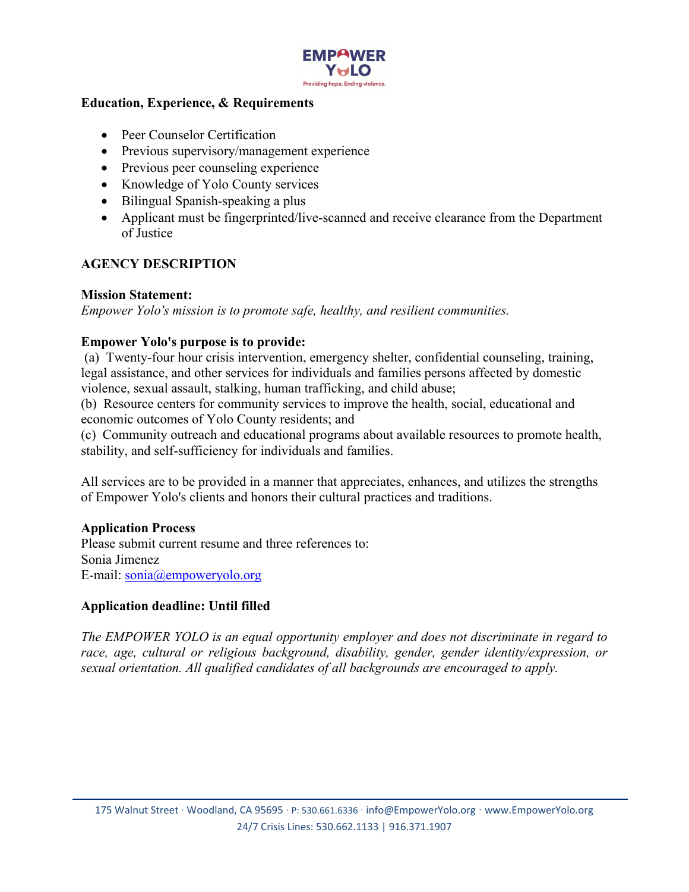**Education, Experience, & Requirements**

- Peer Counselor Certification
- Previous supervisory/management experience
- Previous peer counseling experience
- Knowledge of Yolo County services
- Bilingual Spanish-speaking a plus
- Applicant must be fingerprinted/live-scanned and receive clearance from the Department of Justice

**AGENCY DESCRIPTION**

**Mission Statement:**
*Empower Yolo's mission is to promote safe, healthy, and resilient communities.*

**Empower Yolo's purpose is to provide:**
(a) Twenty-four hour crisis intervention, emergency shelter, confidential counseling, training, legal assistance, and other services for individuals and families persons affected by domestic violence, sexual assault, stalking, human trafficking, and child abuse;
(b) Resource centers for community services to improve the health, social, educational and economic outcomes of Yolo County residents; and
(c) Community outreach and educational programs about available resources to promote health, stability, and self-sufficiency for individuals and families.

All services are to be provided in a manner that appreciates, enhances, and utilizes the strengths of Empower Yolo's clients and honors their cultural practices and traditions.

**Application Process**
Please submit current resume and three references to:
Sonia Jimenez
E-mail: sonia@empoweryolo.org

**Application deadline: Until filled**

*The EMPOWER YOLO is an equal opportunity employer and does not discriminate in regard to race, age, cultural or religious background, disability, gender, gender identity/expression, or sexual orientation. All qualified candidates of all backgrounds are encouraged to apply.*

175 Walnut Street · Woodland, CA 95695 · P: 530.661.6336 · info@EmpowerYolo.org · www.EmpowerYolo.org
24/7 Crisis Lines: 530.662.1133 | 916.371.1907